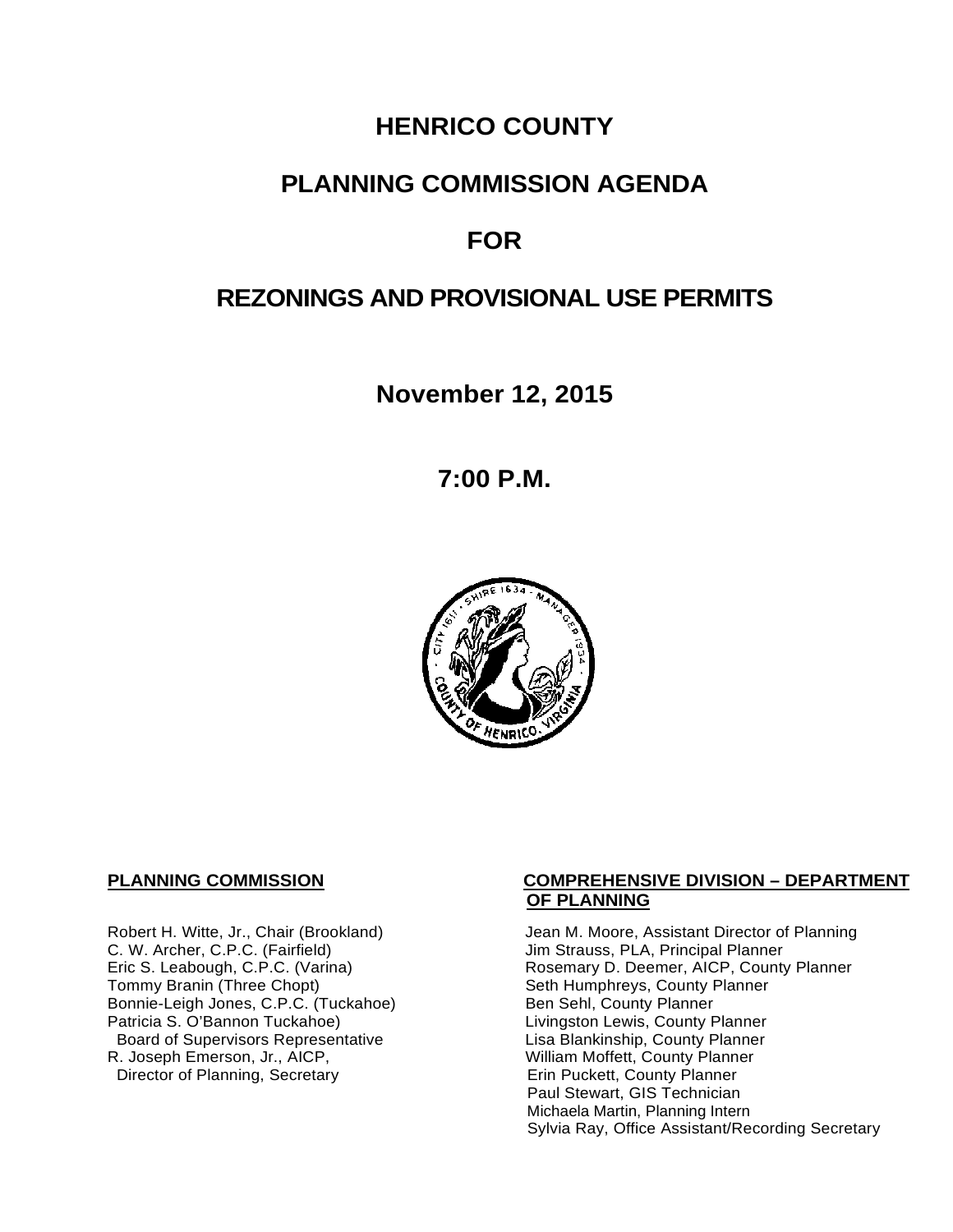# HENRICO COUNTY

# PLANNING COMMISSION AGENDA

# FOR

# REZONINGS AND PROVISIONAL USE PERMITS

**November 12, 2015**

**7:00 P.M.**

**PLANNING COMMISSION**

Robert H. Witte, Jr., Chair (Brookland)
C. W. Archer, C.P.C. (Fairfield)
Eric S. Leabough, C.P.C. (Varina)
Tommy Branin (Three Chopt)
Bonnie-Leigh Jones, C.P.C. (Tuckahoe)
Patricia S. O'Bannon Tuckahoe)
Board of Supervisors Representative
R. Joseph Emerson, Jr., AICP,
Director of Planning, Secretary

**COMPREHENSIVE DIVISION – DEPARTMENT OF PLANNING**

Jean M. Moore, Assistant Director of Planning
Jim Strauss, PLA, Principal Planner
Rosemary D. Deemer, AICP, County Planner
Seth Humphreys, County Planner
Ben Sehl, County Planner
Livingston Lewis, County Planner
Lisa Blankinship, County Planner
William Moffett, County Planner
Erin Puckett, County Planner
Paul Stewart, GIS Technician
Michaela Martin, Planning Intern
Sylvia Ray, Office Assistant/Recording Secretary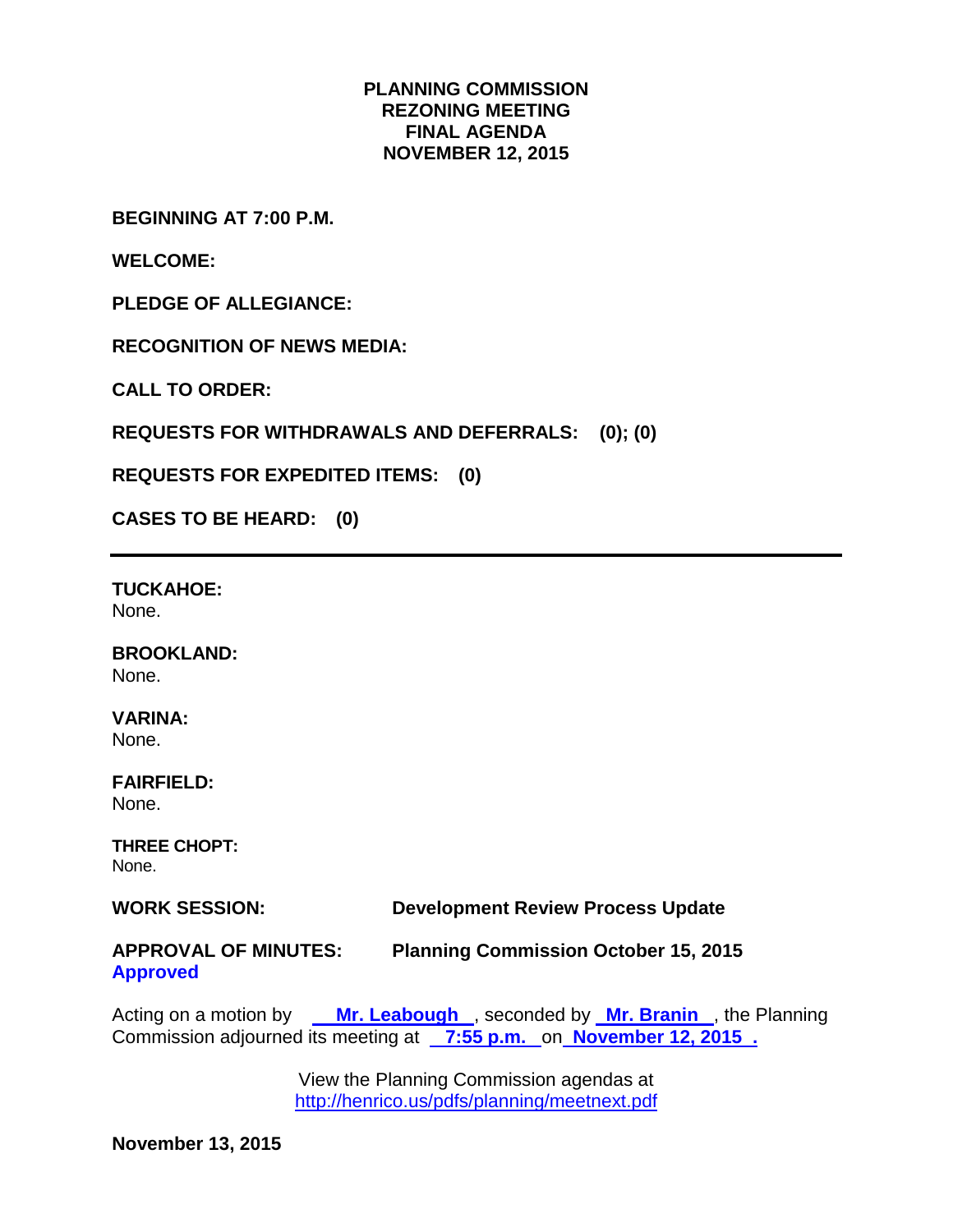# PLANNING COMMISSION
# REZONING MEETING
# FINAL AGENDA
# NOVEMBER 12, 2015

**BEGINNING AT 7:00 P.M.**

**WELCOME:**

**PLEDGE OF ALLEGIANCE:**

**RECOGNITION OF NEWS MEDIA:**

**CALL TO ORDER:**

**REQUESTS FOR WITHDRAWALS AND DEFERRALS: (0); (0)**

**REQUESTS FOR EXPEDITED ITEMS: (0)**

**CASES TO BE HEARD: (0)**

---

**TUCKAHOE:**
None.

**BROOKLAND:**
None.

**VARINA:**
None.

**FAIRFIELD:**
None.

**THREE CHOPT:**
None.

**WORK SESSION:** **Development Review Process Update**

**APPROVAL OF MINUTES:** **Planning Commission October 15, 2015**
**Approved**

Acting on a motion by **Mr. Leabough**, seconded by **Mr. Branin**, the Planning Commission adjourned its meeting at **7:55 p.m.** on **November 12, 2015**.

View the Planning Commission agendas at
http://henrico.us/pdfs/planning/meetnext.pdf

**November 13, 2015**